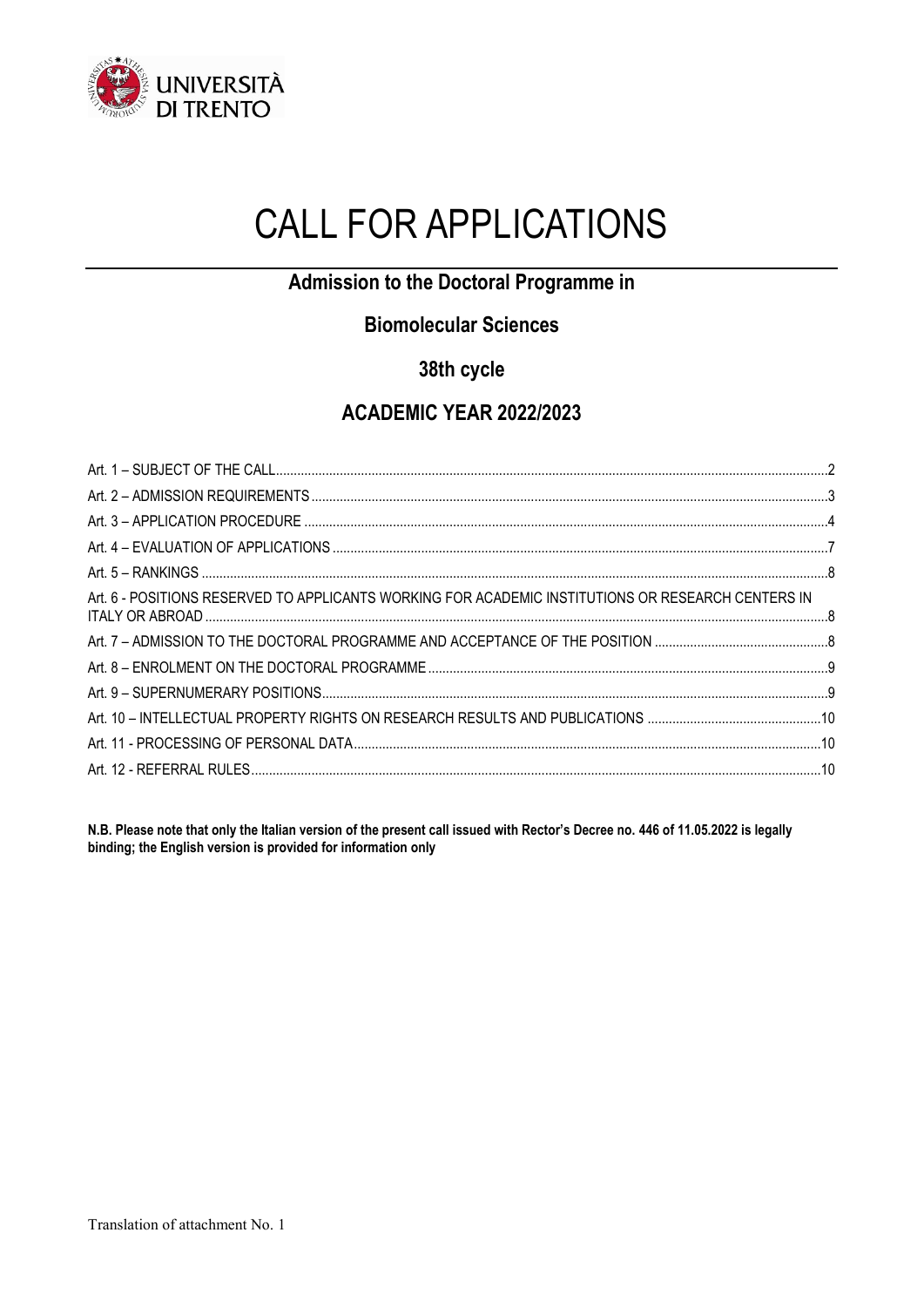# CALL FOR APPLICATIONS

## Admission to the Doctoral Programme in

## Biomolecular Sciences

## 38th cycle

## ACADEMIC YEAR 2022/2023

| | |
|---|---|
| Art. 1 – SUBJECT OF THE CALL | 2 |
| Art. 2 – ADMISSION REQUIREMENTS | 3 |
| Art. 3 – APPLICATION PROCEDURE | 4 |
| Art. 4 – EVALUATION OF APPLICATIONS | 7 |
| Art. 5 – RANKINGS | 8 |
| Art. 6 - POSITIONS RESERVED TO APPLICANTS WORKING FOR ACADEMIC INSTITUTIONS OR RESEARCH CENTERS IN ITALY OR ABROAD | 8 |
| Art. 7 – ADMISSION TO THE DOCTORAL PROGRAMME AND ACCEPTANCE OF THE POSITION | 8 |
| Art. 8 – ENROLMENT ON THE DOCTORAL PROGRAMME | 9 |
| Art. 9 – SUPERNUMERARY POSITIONS | 9 |
| Art. 10 – INTELLECTUAL PROPERTY RIGHTS ON RESEARCH RESULTS AND PUBLICATIONS | 10 |
| Art. 11 - PROCESSING OF PERSONAL DATA | 10 |
| Art. 12 - REFERRAL RULES | 10 |

**N.B. Please note that only the Italian version of the present call issued with Rector's Decree no. 446 of 11.05.2022 is legally binding; the English version is provided for information only**

Translation of attachment No. 1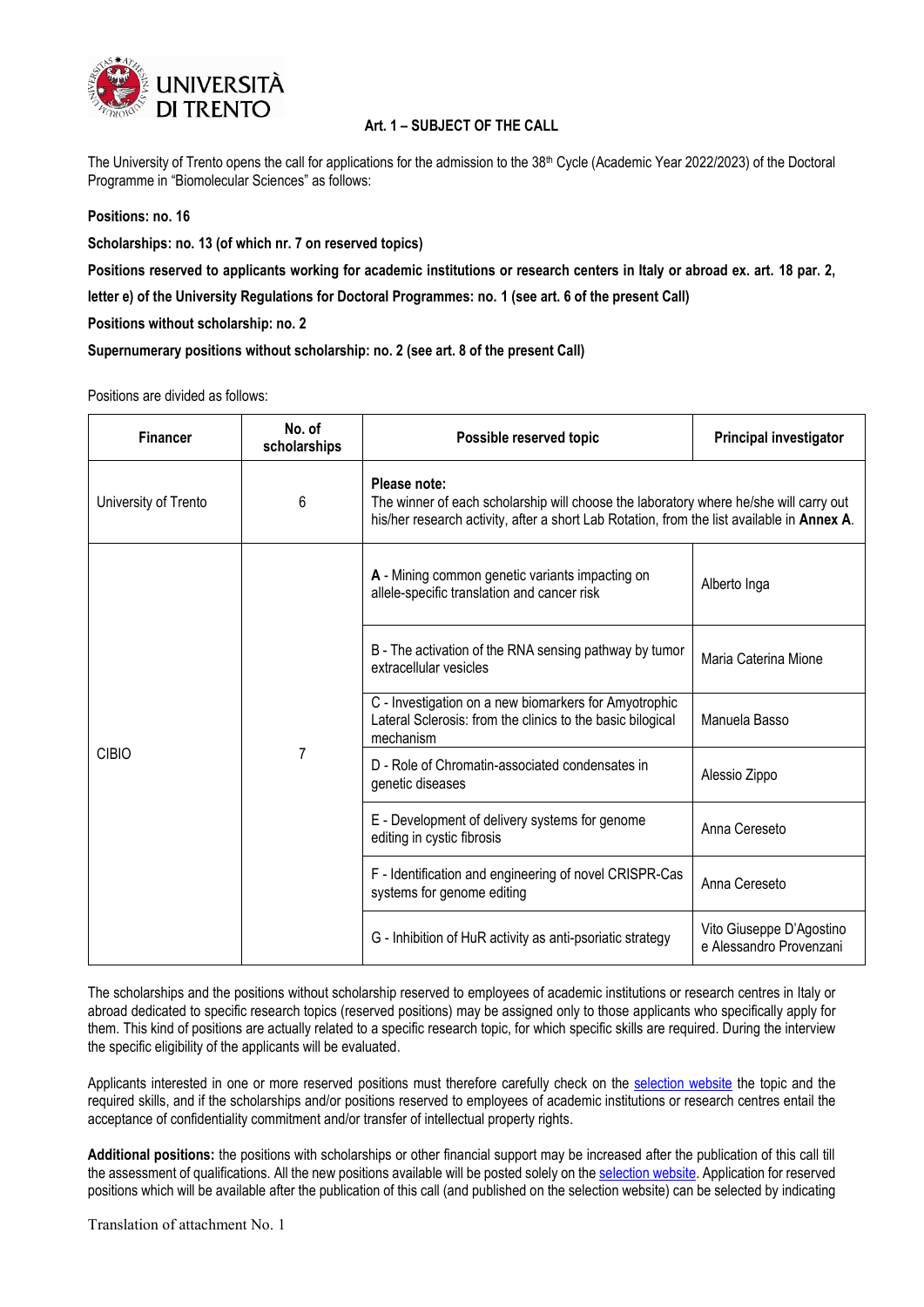### Art. 1 – SUBJECT OF THE CALL

The University of Trento opens the call for applications for the admission to the 38th Cycle (Academic Year 2022/2023) of the Doctoral Programme in "Biomolecular Sciences" as follows:

**Positions: no. 16**

**Scholarships: no. 13 (of which nr. 7 on reserved topics)**

**Positions reserved to applicants working for academic institutions or research centers in Italy or abroad ex. art. 18 par. 2, letter e) of the University Regulations for Doctoral Programmes: no. 1 (see art. 6 of the present Call)**

**Positions without scholarship: no. 2**

**Supernumerary positions without scholarship: no. 2 (see art. 8 of the present Call)**

Positions are divided as follows:

| Financer | No. of scholarships | Possible reserved topic | Principal investigator |
|---|---|---|---|
| University of Trento | 6 | **Please note:** The winner of each scholarship will choose the laboratory where he/she will carry out his/her research activity, after a short Lab Rotation, from the list available in **Annex A**. | |
| CIBIO | 7 | **A** - Mining common genetic variants impacting on allele-specific translation and cancer risk | Alberto Inga |
| | | B - The activation of the RNA sensing pathway by tumor extracellular vesicles | Maria Caterina Mione |
| | | C - Investigation on a new biomarkers for Amyotrophic Lateral Sclerosis: from the clinics to the basic bilogical mechanism | Manuela Basso |
| | | D - Role of Chromatin-associated condensates in genetic diseases | Alessio Zippo |
| | | E - Development of delivery systems for genome editing in cystic fibrosis | Anna Cereseto |
| | | F - Identification and engineering of novel CRISPR-Cas systems for genome editing | Anna Cereseto |
| | | G - Inhibition of HuR activity as anti-psoriatic strategy | Vito Giuseppe D'Agostino e Alessandro Provenzani |

The scholarships and the positions without scholarship reserved to employees of academic institutions or research centres in Italy or abroad dedicated to specific research topics (reserved positions) may be assigned only to those applicants who specifically apply for them. This kind of positions are actually related to a specific research topic, for which specific skills are required. During the interview the specific eligibility of the applicants will be evaluated.

Applicants interested in one or more reserved positions must therefore carefully check on the selection website the topic and the required skills, and if the scholarships and/or positions reserved to employees of academic institutions or research centres entail the acceptance of confidentiality commitment and/or transfer of intellectual property rights.

**Additional positions:** the positions with scholarships or other financial support may be increased after the publication of this call till the assessment of qualifications. All the new positions available will be posted solely on the selection website. Application for reserved positions which will be available after the publication of this call (and published on the selection website) can be selected by indicating

Translation of attachment No. 1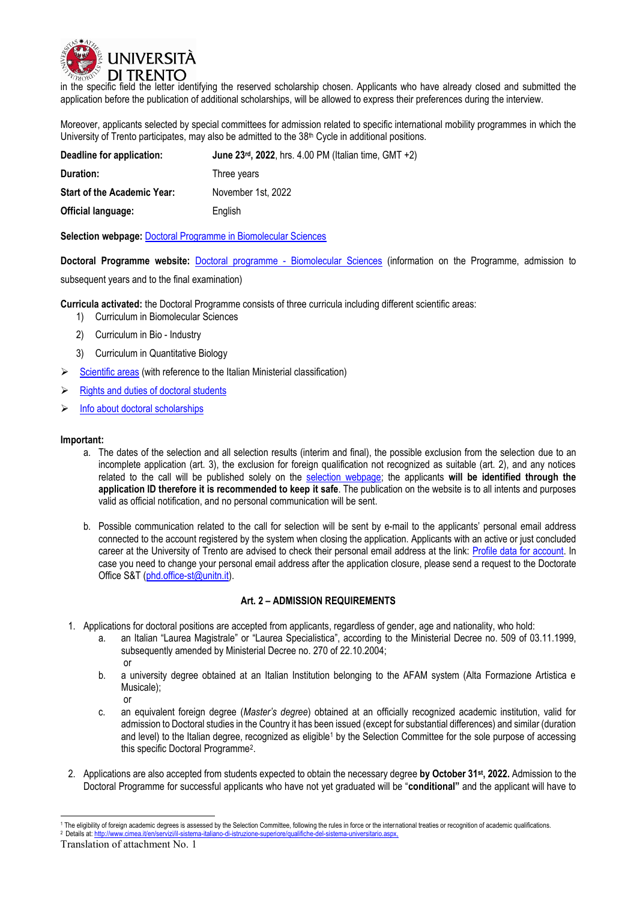in the specific field the letter identifying the reserved scholarship chosen. Applicants who have already closed and submitted the application before the publication of additional scholarships, will be allowed to express their preferences during the interview.

Moreover, applicants selected by special committees for admission related to specific international mobility programmes in which the University of Trento participates, may also be admitted to the 38th Cycle in additional positions.

| | |
|---|---|
| **Deadline for application:** | **June 23rd, 2022**, hrs. 4.00 PM (Italian time, GMT +2) |
| **Duration:** | Three years |
| **Start of the Academic Year:** | November 1st, 2022 |
| **Official language:** | English |

**Selection webpage:** Doctoral Programme in Biomolecular Sciences

**Doctoral Programme website:** Doctoral programme - Biomolecular Sciences (information on the Programme, admission to subsequent years and to the final examination)

**Curricula activated:** the Doctoral Programme consists of three curricula including different scientific areas:

1) Curriculum in Biomolecular Sciences
2) Curriculum in Bio - Industry
3) Curriculum in Quantitative Biology

- Scientific areas (with reference to the Italian Ministerial classification)
- Rights and duties of doctoral students
- Info about doctoral scholarships

**Important:**

a. The dates of the selection and all selection results (interim and final), the possible exclusion from the selection due to an incomplete application (art. 3), the exclusion for foreign qualification not recognized as suitable (art. 2), and any notices related to the call will be published solely on the selection webpage; the applicants **will be identified through the application ID therefore it is recommended to keep it safe**. The publication on the website is to all intents and purposes valid as official notification, and no personal communication will be sent.

b. Possible communication related to the call for selection will be sent by e-mail to the applicants' personal email address connected to the account registered by the system when closing the application. Applicants with an active or just concluded career at the University of Trento are advised to check their personal email address at the link: Profile data for account. In case you need to change your personal email address after the application closure, please send a request to the Doctorate Office S&T (phd.office-st@unitn.it).

## Art. 2 – ADMISSION REQUIREMENTS

1. Applications for doctoral positions are accepted from applicants, regardless of gender, age and nationality, who hold:
   a. an Italian "Laurea Magistrale" or "Laurea Specialistica", according to the Ministerial Decree no. 509 of 03.11.1999, subsequently amended by Ministerial Decree no. 270 of 22.10.2004;
   or
   b. a university degree obtained at an Italian Institution belonging to the AFAM system (Alta Formazione Artistica e Musicale);
   or
   c. an equivalent foreign degree (*Master's degree*) obtained at an officially recognized academic institution, valid for admission to Doctoral studies in the Country it has been issued (except for substantial differences) and similar (duration and level) to the Italian degree, recognized as eligible[1] by the Selection Committee for the sole purpose of accessing this specific Doctoral Programme[2].

2. Applications are also accepted from students expected to obtain the necessary degree **by October 31st, 2022.** Admission to the Doctoral Programme for successful applicants who have not yet graduated will be "**conditional"** and the applicant will have to

[1] The eligibility of foreign academic degrees is assessed by the Selection Committee, following the rules in force or the international treaties or recognition of academic qualifications.
[2] Details at: http://www.cimea.it/en/servizi/il-sistema-italiano-di-istruzione-superiore/qualifiche-del-sistema-universitario.aspx.

Translation of attachment No. 1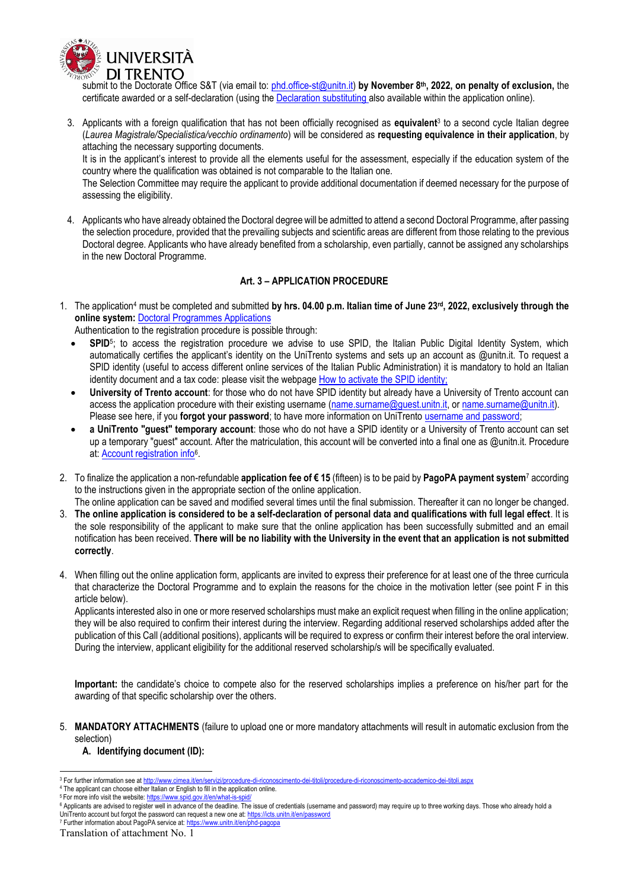submit to the Doctorate Office S&T (via email to: phd.office-st@unitn.it) **by November 8th, 2022, on penalty of exclusion,** the certificate awarded or a self-declaration (using the Declaration substituting also available within the application online).

3. Applicants with a foreign qualification that has not been officially recognised as **equivalent**[3] to a second cycle Italian degree (*Laurea Magistrale/Specialistica/vecchio ordinamento*) will be considered as **requesting equivalence in their application**, by attaching the necessary supporting documents.
   It is in the applicant's interest to provide all the elements useful for the assessment, especially if the education system of the country where the qualification was obtained is not comparable to the Italian one.
   The Selection Committee may require the applicant to provide additional documentation if deemed necessary for the purpose of assessing the eligibility.

4. Applicants who have already obtained the Doctoral degree will be admitted to attend a second Doctoral Programme, after passing the selection procedure, provided that the prevailing subjects and scientific areas are different from those relating to the previous Doctoral degree. Applicants who have already benefited from a scholarship, even partially, cannot be assigned any scholarships in the new Doctoral Programme.

## Art. 3 – APPLICATION PROCEDURE

1. The application[4] must be completed and submitted **by hrs. 04.00 p.m. Italian time of June 23rd, 2022, exclusively through the online system:** Doctoral Programmes Applications
   Authentication to the registration procedure is possible through:
   - **SPID**[5]; to access the registration procedure we advise to use SPID, the Italian Public Digital Identity System, which automatically certifies the applicant's identity on the UniTrento systems and sets up an account as @unitn.it. To request a SPID identity (useful to access different online services of the Italian Public Administration) it is mandatory to hold an Italian identity document and a tax code: please visit the webpage How to activate the SPID identity;
   - **University of Trento account**: for those who do not have SPID identity but already have a University of Trento account can access the application procedure with their existing username (name.surname@guest.unitn.it, or name.surname@unitn.it). Please see here, if you **forgot your password**; to have more information on UniTrento username and password;
   - **a UniTrento "guest" temporary account**: those who do not have a SPID identity or a University of Trento account can set up a temporary "guest" account. After the matriculation, this account will be converted into a final one as @unitn.it. Procedure at: Account registration info[6].

2. To finalize the application a non-refundable **application fee of € 15** (fifteen) is to be paid by **PagoPA payment system**[7] according to the instructions given in the appropriate section of the online application.
   The online application can be saved and modified several times until the final submission. Thereafter it can no longer be changed.

3. **The online application is considered to be a self-declaration of personal data and qualifications with full legal effect**. It is the sole responsibility of the applicant to make sure that the online application has been successfully submitted and an email notification has been received. **There will be no liability with the University in the event that an application is not submitted correctly**.

4. When filling out the online application form, applicants are invited to express their preference for at least one of the three curricula that characterize the Doctoral Programme and to explain the reasons for the choice in the motivation letter (see point F in this article below).
   Applicants interested also in one or more reserved scholarships must make an explicit request when filling in the online application; they will be also required to confirm their interest during the interview. Regarding additional reserved scholarships added after the publication of this Call (additional positions), applicants will be required to express or confirm their interest before the oral interview. During the interview, applicant eligibility for the additional reserved scholarship/s will be specifically evaluated.

   **Important:** the candidate's choice to compete also for the reserved scholarships implies a preference on his/her part for the awarding of that specific scholarship over the others.

5. **MANDATORY ATTACHMENTS** (failure to upload one or more mandatory attachments will result in automatic exclusion from the selection)
   **A. Identifying document (ID):**

---

[3] For further information see at http://www.cimea.it/en/servizi/procedure-di-riconoscimento-dei-titoli/procedure-di-riconoscimento-accademico-dei-titoli.aspx
[4] The applicant can choose either Italian or English to fill in the application online.
[5] For more info visit the website: https://www.spid.gov.it/en/what-is-spid/
[6] Applicants are advised to register well in advance of the deadline. The issue of credentials (username and password) may require up to three working days. Those who already hold a UniTrento account but forgot the password can request a new one at: https://icts.unitn.it/en/password
[7] Further information about PagoPA service at: https://www.unitn.it/en/phd-pagopa

Translation of attachment No. 1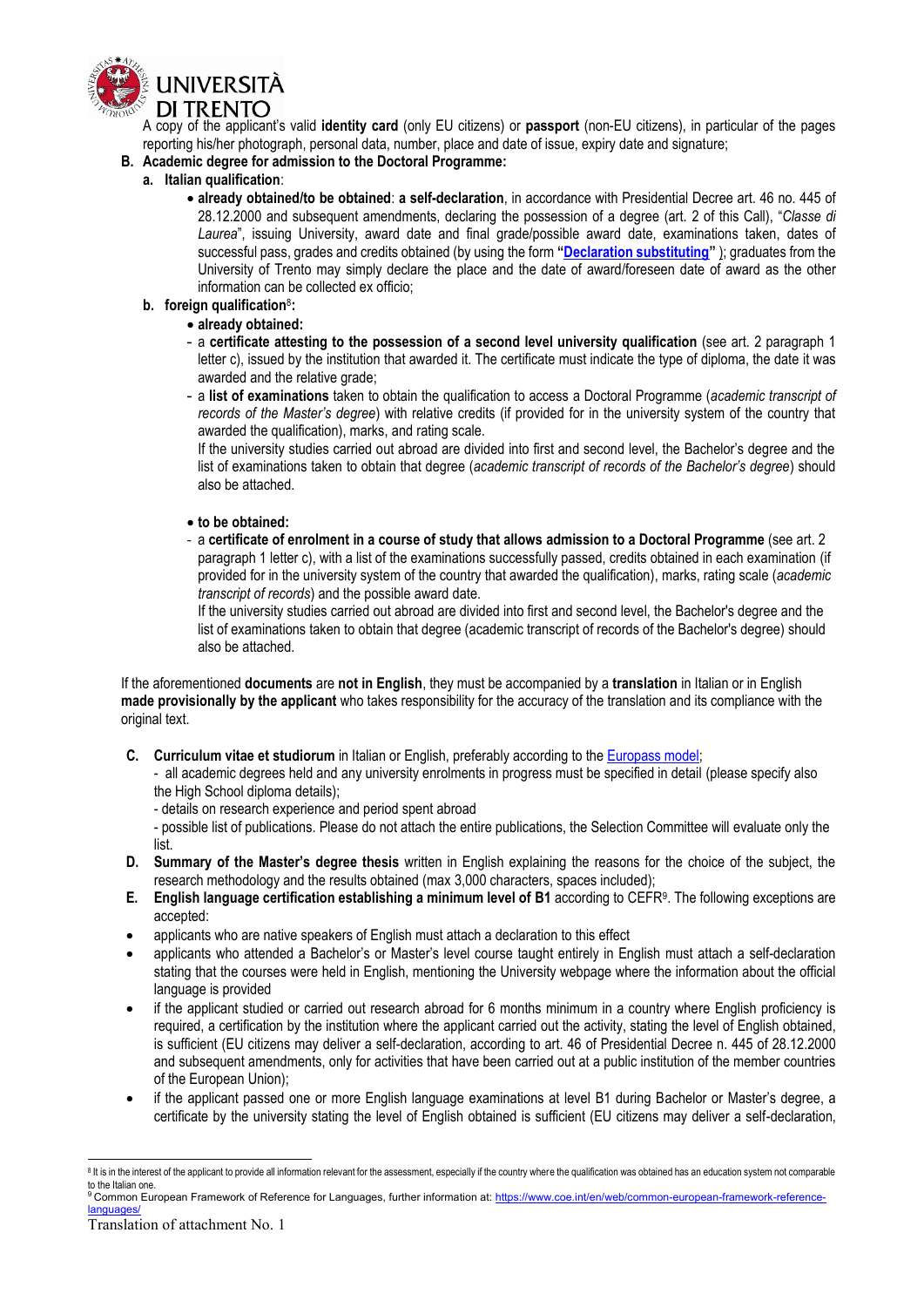A copy of the applicant's valid **identity card** (only EU citizens) or **passport** (non-EU citizens), in particular of the pages reporting his/her photograph, personal data, number, place and date of issue, expiry date and signature;

**B. Academic degree for admission to the Doctoral Programme:**

**a. Italian qualification**:

- **already obtained/to be obtained**: **a self-declaration**, in accordance with Presidential Decree art. 46 no. 445 of 28.12.2000 and subsequent amendments, declaring the possession of a degree (art. 2 of this Call), "*Classe di Laurea*", issuing University, award date and final grade/possible award date, examinations taken, dates of successful pass, grades and credits obtained (by using the form **"Declaration substituting"** ); graduates from the University of Trento may simply declare the place and the date of award/foreseen date of award as the other information can be collected ex officio;

**b. foreign qualification**[8]**:**

- **already obtained:**
  - a **certificate attesting to the possession of a second level university qualification** (see art. 2 paragraph 1 letter c), issued by the institution that awarded it. The certificate must indicate the type of diploma, the date it was awarded and the relative grade;
  - a **list of examinations** taken to obtain the qualification to access a Doctoral Programme (*academic transcript of records of the Master's degree*) with relative credits (if provided for in the university system of the country that awarded the qualification), marks, and rating scale.

    If the university studies carried out abroad are divided into first and second level, the Bachelor's degree and the list of examinations taken to obtain that degree (*academic transcript of records of the Bachelor's degree*) should also be attached.

- **to be obtained:**
  - a **certificate of enrolment in a course of study that allows admission to a Doctoral Programme** (see art. 2 paragraph 1 letter c), with a list of the examinations successfully passed, credits obtained in each examination (if provided for in the university system of the country that awarded the qualification), marks, rating scale (*academic transcript of records*) and the possible award date.

    If the university studies carried out abroad are divided into first and second level, the Bachelor's degree and the list of examinations taken to obtain that degree (academic transcript of records of the Bachelor's degree) should also be attached.

If the aforementioned **documents** are **not in English**, they must be accompanied by a **translation** in Italian or in English **made provisionally by the applicant** who takes responsibility for the accuracy of the translation and its compliance with the original text.

**C. Curriculum vitae et studiorum** in Italian or English, preferably according to the Europass model;

- all academic degrees held and any university enrolments in progress must be specified in detail (please specify also the High School diploma details);
- details on research experience and period spent abroad
- possible list of publications. Please do not attach the entire publications, the Selection Committee will evaluate only the list.

**D. Summary of the Master's degree thesis** written in English explaining the reasons for the choice of the subject, the research methodology and the results obtained (max 3,000 characters, spaces included);

**E. English language certification establishing a minimum level of B1** according to CEFR[9]. The following exceptions are accepted:

- applicants who are native speakers of English must attach a declaration to this effect
- applicants who attended a Bachelor's or Master's level course taught entirely in English must attach a self-declaration stating that the courses were held in English, mentioning the University webpage where the information about the official language is provided
- if the applicant studied or carried out research abroad for 6 months minimum in a country where English proficiency is required, a certification by the institution where the applicant carried out the activity, stating the level of English obtained, is sufficient (EU citizens may deliver a self-declaration, according to art. 46 of Presidential Decree n. 445 of 28.12.2000 and subsequent amendments, only for activities that have been carried out at a public institution of the member countries of the European Union);
- if the applicant passed one or more English language examinations at level B1 during Bachelor or Master's degree, a certificate by the university stating the level of English obtained is sufficient (EU citizens may deliver a self-declaration,

---

[8] It is in the interest of the applicant to provide all information relevant for the assessment, especially if the country where the qualification was obtained has an education system not comparable to the Italian one.

[9] Common European Framework of Reference for Languages, further information at: https://www.coe.int/en/web/common-european-framework-reference-languages/

Translation of attachment No. 1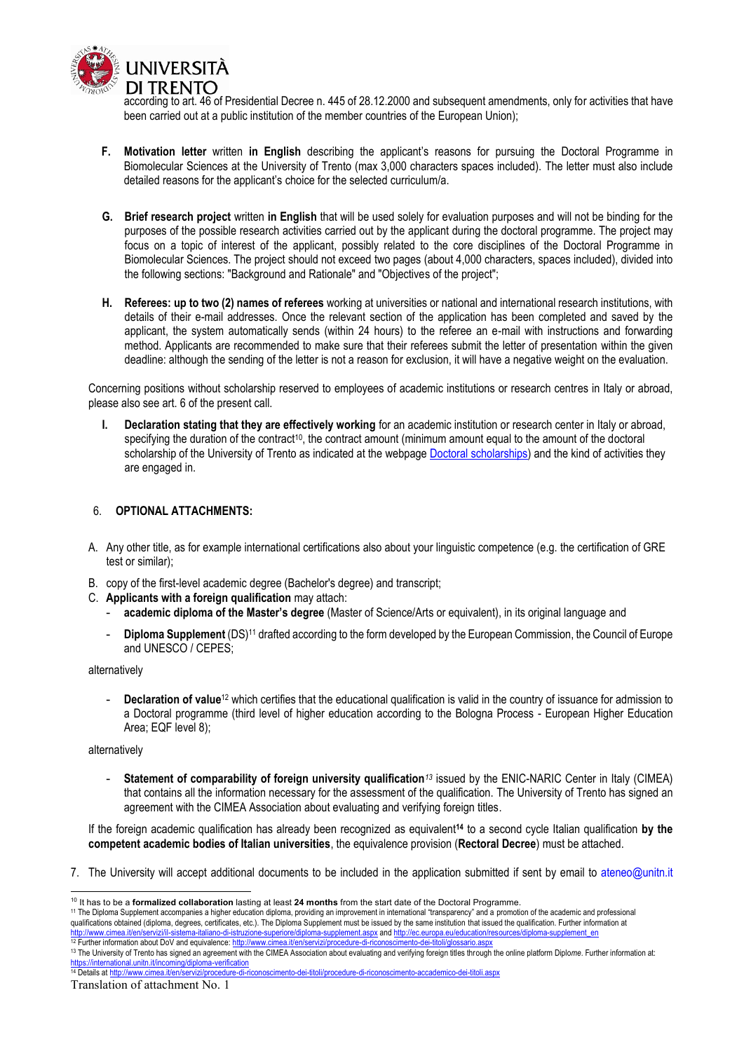according to art. 46 of Presidential Decree n. 445 of 28.12.2000 and subsequent amendments, only for activities that have been carried out at a public institution of the member countries of the European Union);

**F. Motivation letter** written **in English** describing the applicant's reasons for pursuing the Doctoral Programme in Biomolecular Sciences at the University of Trento (max 3,000 characters spaces included). The letter must also include detailed reasons for the applicant's choice for the selected curriculum/a.

**G. Brief research project** written **in English** that will be used solely for evaluation purposes and will not be binding for the purposes of the possible research activities carried out by the applicant during the doctoral programme. The project may focus on a topic of interest of the applicant, possibly related to the core disciplines of the Doctoral Programme in Biomolecular Sciences. The project should not exceed two pages (about 4,000 characters, spaces included), divided into the following sections: "Background and Rationale" and "Objectives of the project";

**H. Referees: up to two (2) names of referees** working at universities or national and international research institutions, with details of their e-mail addresses. Once the relevant section of the application has been completed and saved by the applicant, the system automatically sends (within 24 hours) to the referee an e-mail with instructions and forwarding method. Applicants are recommended to make sure that their referees submit the letter of presentation within the given deadline: although the sending of the letter is not a reason for exclusion, it will have a negative weight on the evaluation.

Concerning positions without scholarship reserved to employees of academic institutions or research centres in Italy or abroad, please also see art. 6 of the present call.

**I. Declaration stating that they are effectively working** for an academic institution or research center in Italy or abroad, specifying the duration of the contract[10], the contract amount (minimum amount equal to the amount of the doctoral scholarship of the University of Trento as indicated at the webpage Doctoral scholarships) and the kind of activities they are engaged in.

6. **OPTIONAL ATTACHMENTS:**

A. Any other title, as for example international certifications also about your linguistic competence (e.g. the certification of GRE test or similar);

B. copy of the first-level academic degree (Bachelor's degree) and transcript;

C. **Applicants with a foreign qualification** may attach:
   - **academic diploma of the Master's degree** (Master of Science/Arts or equivalent), in its original language and
   - **Diploma Supplement** (DS)[11] drafted according to the form developed by the European Commission, the Council of Europe and UNESCO / CEPES;

alternatively

   - **Declaration of value**[12] which certifies that the educational qualification is valid in the country of issuance for admission to a Doctoral programme (third level of higher education according to the Bologna Process - European Higher Education Area; EQF level 8);

alternatively

   - **Statement of comparability of foreign university qualification**[13] issued by the ENIC-NARIC Center in Italy (CIMEA) that contains all the information necessary for the assessment of the qualification. The University of Trento has signed an agreement with the CIMEA Association about evaluating and verifying foreign titles.

If the foreign academic qualification has already been recognized as equivalent[14] to a second cycle Italian qualification **by the competent academic bodies of Italian universities**, the equivalence provision (**Rectoral Decree**) must be attached.

7. The University will accept additional documents to be included in the application submitted if sent by email to ateneo@unitn.it

---

[10] It has to be a **formalized collaboration** lasting at least **24 months** from the start date of the Doctoral Programme.

[11] The Diploma Supplement accompanies a higher education diploma, providing an improvement in international "transparency" and a promotion of the academic and professional qualifications obtained (diploma, degrees, certificates, etc.). The Diploma Supplement must be issued by the same institution that issued the qualification. Further information at http://www.cimea.it/en/servizi/il-sistema-italiano-di-istruzione-superiore/diploma-supplement.aspx and http://ec.europa.eu/education/resources/diploma-supplement_en

[12] Further information about DoV and equivalence: http://www.cimea.it/en/servizi/procedure-di-riconoscimento-dei-titoli/glossario.aspx

[13] The University of Trento has signed an agreement with the CIMEA Association about evaluating and verifying foreign titles through the online platform Diplo*me*. Further information at: https://international.unitn.it/incoming/diploma-verification

[14] Details at http://www.cimea.it/en/servizi/procedure-di-riconoscimento-dei-titoli/procedure-di-riconoscimento-accademico-dei-titoli.aspx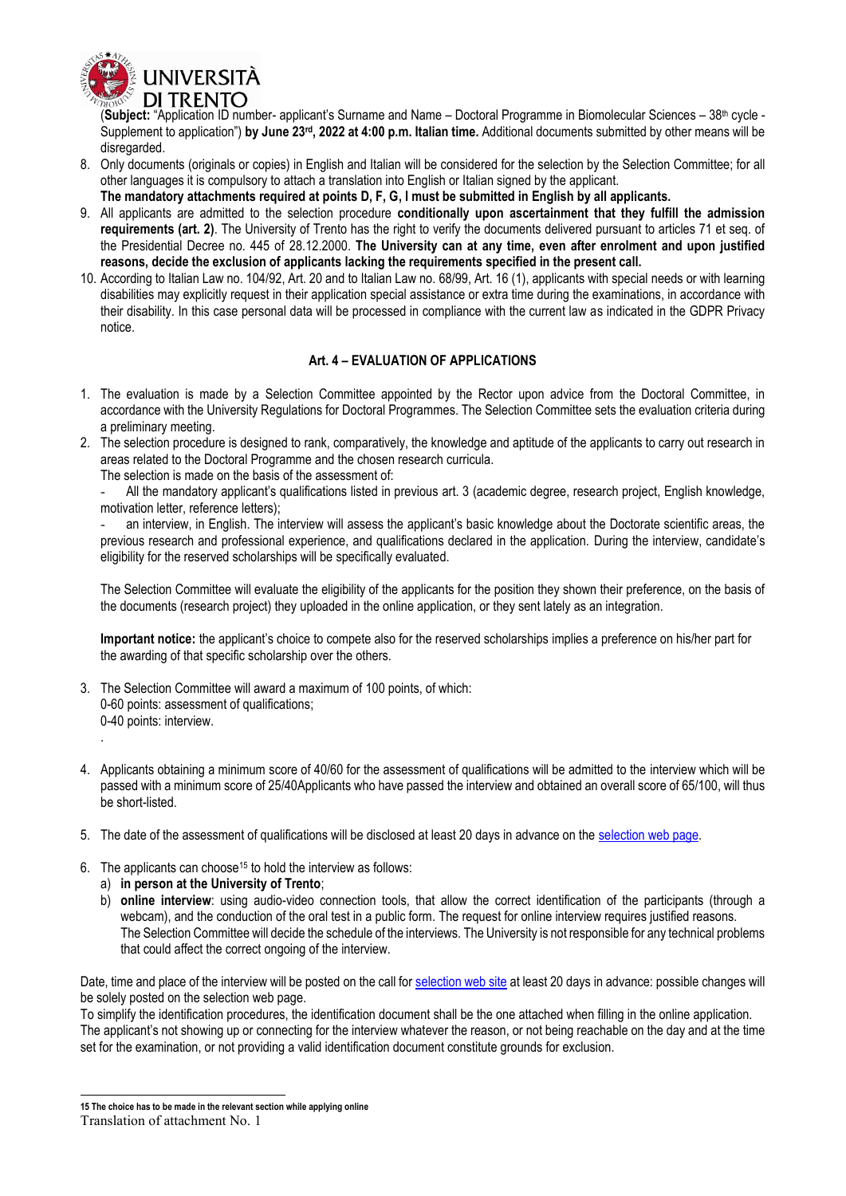(**Subject:** "Application ID number- applicant's Surname and Name – Doctoral Programme in Biomolecular Sciences – 38th cycle - Supplement to application") **by June 23rd, 2022 at 4:00 p.m. Italian time.** Additional documents submitted by other means will be disregarded.

8. Only documents (originals or copies) in English and Italian will be considered for the selection by the Selection Committee; for all other languages it is compulsory to attach a translation into English or Italian signed by the applicant.
   **The mandatory attachments required at points D, F, G, I must be submitted in English by all applicants.**
9. All applicants are admitted to the selection procedure **conditionally upon ascertainment that they fulfill the admission requirements (art. 2)**. The University of Trento has the right to verify the documents delivered pursuant to articles 71 et seq. of the Presidential Decree no. 445 of 28.12.2000. **The University can at any time, even after enrolment and upon justified reasons, decide the exclusion of applicants lacking the requirements specified in the present call.**
10. According to Italian Law no. 104/92, Art. 20 and to Italian Law no. 68/99, Art. 16 (1), applicants with special needs or with learning disabilities may explicitly request in their application special assistance or extra time during the examinations, in accordance with their disability. In this case personal data will be processed in compliance with the current law as indicated in the GDPR Privacy notice.

## Art. 4 – EVALUATION OF APPLICATIONS

1. The evaluation is made by a Selection Committee appointed by the Rector upon advice from the Doctoral Committee, in accordance with the University Regulations for Doctoral Programmes. The Selection Committee sets the evaluation criteria during a preliminary meeting.
2. The selection procedure is designed to rank, comparatively, the knowledge and aptitude of the applicants to carry out research in areas related to the Doctoral Programme and the chosen research curricula.
   The selection is made on the basis of the assessment of:
   - All the mandatory applicant's qualifications listed in previous art. 3 (academic degree, research project, English knowledge, motivation letter, reference letters);
   - an interview, in English. The interview will assess the applicant's basic knowledge about the Doctorate scientific areas, the previous research and professional experience, and qualifications declared in the application. During the interview, candidate's eligibility for the reserved scholarships will be specifically evaluated.

   The Selection Committee will evaluate the eligibility of the applicants for the position they shown their preference, on the basis of the documents (research project) they uploaded in the online application, or they sent lately as an integration.

   **Important notice:** the applicant's choice to compete also for the reserved scholarships implies a preference on his/her part for the awarding of that specific scholarship over the others.

3. The Selection Committee will award a maximum of 100 points, of which:
   0-60 points: assessment of qualifications;
   0-40 points: interview.
   .
4. Applicants obtaining a minimum score of 40/60 for the assessment of qualifications will be admitted to the interview which will be passed with a minimum score of 25/40Applicants who have passed the interview and obtained an overall score of 65/100, will thus be short-listed.
5. The date of the assessment of qualifications will be disclosed at least 20 days in advance on the selection web page.
6. The applicants can choose[15] to hold the interview as follows:
   a) **in person at the University of Trento**;
   b) **online interview**: using audio-video connection tools, that allow the correct identification of the participants (through a webcam), and the conduction of the oral test in a public form. The request for online interview requires justified reasons.
   The Selection Committee will decide the schedule of the interviews. The University is not responsible for any technical problems that could affect the correct ongoing of the interview.

Date, time and place of the interview will be posted on the call for selection web site at least 20 days in advance: possible changes will be solely posted on the selection web page.
To simplify the identification procedures, the identification document shall be the one attached when filling in the online application.
The applicant's not showing up or connecting for the interview whatever the reason, or not being reachable on the day and at the time set for the examination, or not providing a valid identification document constitute grounds for exclusion.

**15 The choice has to be made in the relevant section while applying online**

Translation of attachment No. 1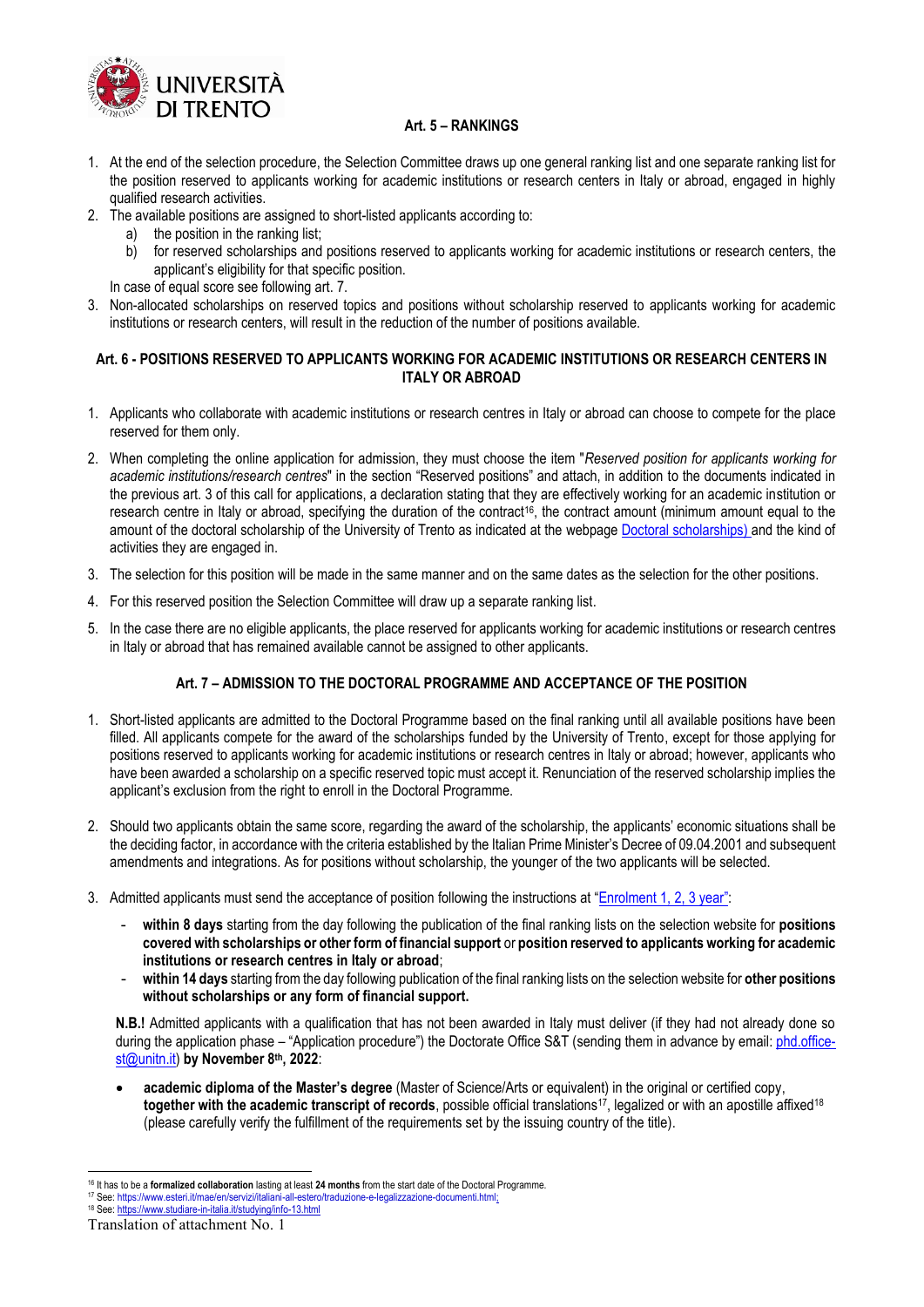## Art. 5 – RANKINGS

1. At the end of the selection procedure, the Selection Committee draws up one general ranking list and one separate ranking list for the position reserved to applicants working for academic institutions or research centers in Italy or abroad, engaged in highly qualified research activities.
2. The available positions are assigned to short-listed applicants according to:
   a) the position in the ranking list;
   b) for reserved scholarships and positions reserved to applicants working for academic institutions or research centers, the applicant's eligibility for that specific position.

   In case of equal score see following art. 7.
3. Non-allocated scholarships on reserved topics and positions without scholarship reserved to applicants working for academic institutions or research centers, will result in the reduction of the number of positions available.

## Art. 6 - POSITIONS RESERVED TO APPLICANTS WORKING FOR ACADEMIC INSTITUTIONS OR RESEARCH CENTERS IN ITALY OR ABROAD

1. Applicants who collaborate with academic institutions or research centres in Italy or abroad can choose to compete for the place reserved for them only.
2. When completing the online application for admission, they must choose the item "*Reserved position for applicants working for academic institutions/research centres*" in the section "Reserved positions" and attach, in addition to the documents indicated in the previous art. 3 of this call for applications, a declaration stating that they are effectively working for an academic institution or research centre in Italy or abroad, specifying the duration of the contract[16], the contract amount (minimum amount equal to the amount of the doctoral scholarship of the University of Trento as indicated at the webpage [Doctoral scholarships)](Doctoral scholarships) and the kind of activities they are engaged in.
3. The selection for this position will be made in the same manner and on the same dates as the selection for the other positions.
4. For this reserved position the Selection Committee will draw up a separate ranking list.
5. In the case there are no eligible applicants, the place reserved for applicants working for academic institutions or research centres in Italy or abroad that has remained available cannot be assigned to other applicants.

## Art. 7 – ADMISSION TO THE DOCTORAL PROGRAMME AND ACCEPTANCE OF THE POSITION

1. Short-listed applicants are admitted to the Doctoral Programme based on the final ranking until all available positions have been filled. All applicants compete for the award of the scholarships funded by the University of Trento, except for those applying for positions reserved to applicants working for academic institutions or research centres in Italy or abroad; however, applicants who have been awarded a scholarship on a specific reserved topic must accept it. Renunciation of the reserved scholarship implies the applicant's exclusion from the right to enroll in the Doctoral Programme.
2. Should two applicants obtain the same score, regarding the award of the scholarship, the applicants' economic situations shall be the deciding factor, in accordance with the criteria established by the Italian Prime Minister's Decree of 09.04.2001 and subsequent amendments and integrations. As for positions without scholarship, the younger of the two applicants will be selected.
3. Admitted applicants must send the acceptance of position following the instructions at "Enrolment 1, 2, 3 year":
   - **within 8 days** starting from the day following the publication of the final ranking lists on the selection website for **positions covered with scholarships or other form of financial support** or **position reserved to applicants working for academic institutions or research centres in Italy or abroad**;
   - **within 14 days** starting from the day following publication of the final ranking lists on the selection website for **other positions without scholarships or any form of financial support.**

   **N.B.!** Admitted applicants with a qualification that has not been awarded in Italy must deliver (if they had not already done so during the application phase – "Application procedure") the Doctorate Office S&T (sending them in advance by email: phd.office-st@unitn.it) **by November 8th, 2022**:

   - **academic diploma of the Master's degree** (Master of Science/Arts or equivalent) in the original or certified copy, **together with the academic transcript of records**, possible official translations[17], legalized or with an apostille affixed[18] (please carefully verify the fulfillment of the requirements set by the issuing country of the title).

---

[16] It has to be a **formalized collaboration** lasting at least **24 months** from the start date of the Doctoral Programme.
[17] See: https://www.esteri.it/mae/en/servizi/italiani-all-estero/traduzione-e-legalizzazione-documenti.html;
[18] See: https://www.studiare-in-italia.it/studying/info-13.html

Translation of attachment No. 1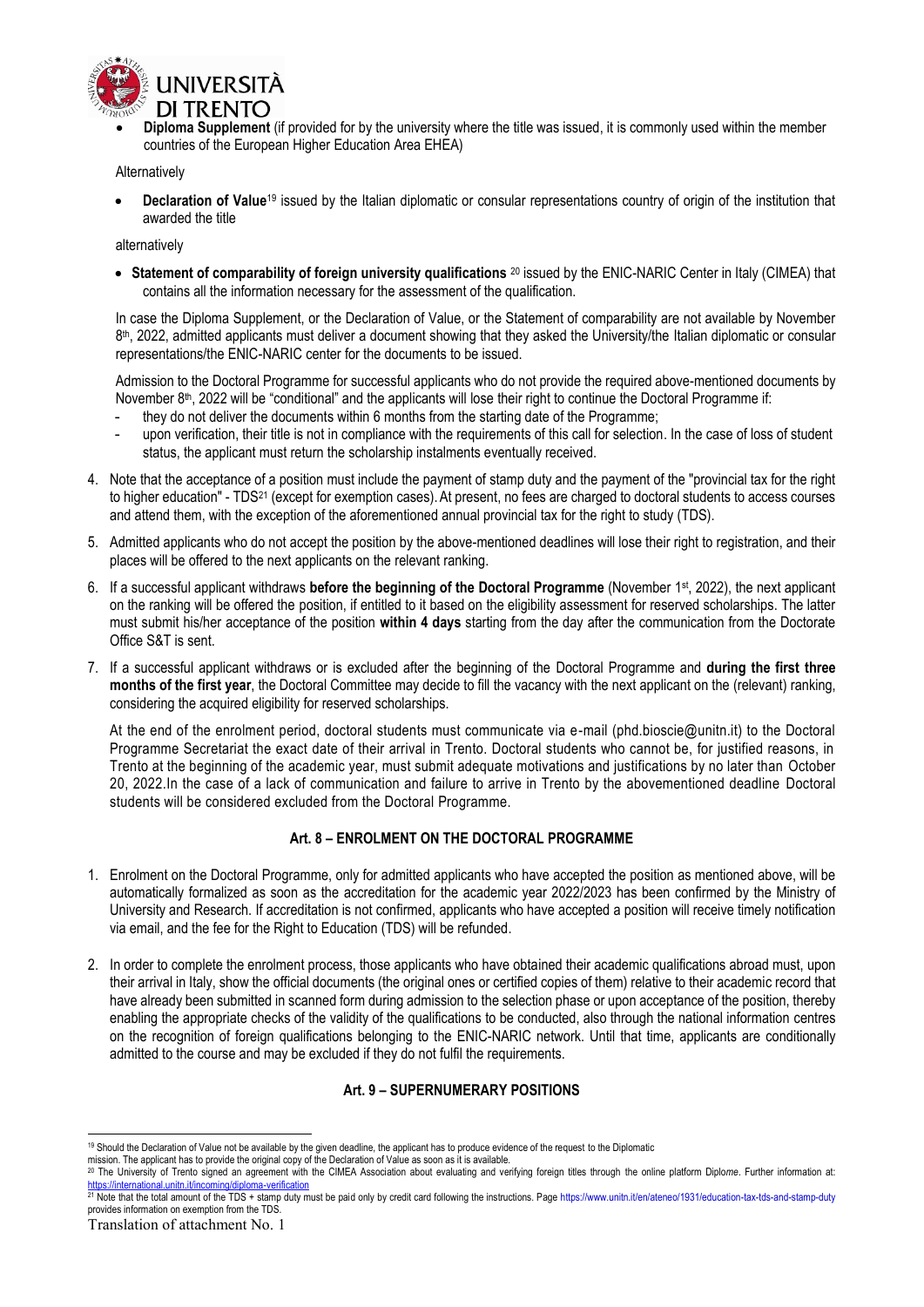- **Diploma Supplement** (if provided for by the university where the title was issued, it is commonly used within the member countries of the European Higher Education Area EHEA)

Alternatively

- **Declaration of Value**[19] issued by the Italian diplomatic or consular representations country of origin of the institution that awarded the title

alternatively

- **Statement of comparability of foreign university qualifications** [20] issued by the ENIC-NARIC Center in Italy (CIMEA) that contains all the information necessary for the assessment of the qualification.

In case the Diploma Supplement, or the Declaration of Value, or the Statement of comparability are not available by November 8th, 2022, admitted applicants must deliver a document showing that they asked the University/the Italian diplomatic or consular representations/the ENIC-NARIC center for the documents to be issued.

Admission to the Doctoral Programme for successful applicants who do not provide the required above-mentioned documents by November 8th, 2022 will be "conditional" and the applicants will lose their right to continue the Doctoral Programme if:

- they do not deliver the documents within 6 months from the starting date of the Programme;
- upon verification, their title is not in compliance with the requirements of this call for selection. In the case of loss of student status, the applicant must return the scholarship instalments eventually received.

4. Note that the acceptance of a position must include the payment of stamp duty and the payment of the "provincial tax for the right to higher education" - TDS[21] (except for exemption cases). At present, no fees are charged to doctoral students to access courses and attend them, with the exception of the aforementioned annual provincial tax for the right to study (TDS).

5. Admitted applicants who do not accept the position by the above-mentioned deadlines will lose their right to registration, and their places will be offered to the next applicants on the relevant ranking.

6. If a successful applicant withdraws **before the beginning of the Doctoral Programme** (November 1st, 2022), the next applicant on the ranking will be offered the position, if entitled to it based on the eligibility assessment for reserved scholarships. The latter must submit his/her acceptance of the position **within 4 days** starting from the day after the communication from the Doctorate Office S&T is sent.

7. If a successful applicant withdraws or is excluded after the beginning of the Doctoral Programme and **during the first three months of the first year**, the Doctoral Committee may decide to fill the vacancy with the next applicant on the (relevant) ranking, considering the acquired eligibility for reserved scholarships.

   At the end of the enrolment period, doctoral students must communicate via e-mail (phd.bioscie@unitn.it) to the Doctoral Programme Secretariat the exact date of their arrival in Trento. Doctoral students who cannot be, for justified reasons, in Trento at the beginning of the academic year, must submit adequate motivations and justifications by no later than October 20, 2022.In the case of a lack of communication and failure to arrive in Trento by the abovementioned deadline Doctoral students will be considered excluded from the Doctoral Programme.

## Art. 8 – ENROLMENT ON THE DOCTORAL PROGRAMME

1. Enrolment on the Doctoral Programme, only for admitted applicants who have accepted the position as mentioned above, will be automatically formalized as soon as the accreditation for the academic year 2022/2023 has been confirmed by the Ministry of University and Research. If accreditation is not confirmed, applicants who have accepted a position will receive timely notification via email, and the fee for the Right to Education (TDS) will be refunded.

2. In order to complete the enrolment process, those applicants who have obtained their academic qualifications abroad must, upon their arrival in Italy, show the official documents (the original ones or certified copies of them) relative to their academic record that have already been submitted in scanned form during admission to the selection phase or upon acceptance of the position, thereby enabling the appropriate checks of the validity of the qualifications to be conducted, also through the national information centres on the recognition of foreign qualifications belonging to the ENIC-NARIC network. Until that time, applicants are conditionally admitted to the course and may be excluded if they do not fulfil the requirements.

## Art. 9 – SUPERNUMERARY POSITIONS

---

[19] Should the Declaration of Value not be available by the given deadline, the applicant has to produce evidence of the request to the Diplomatic mission. The applicant has to provide the original copy of the Declaration of Value as soon as it is available.

[20] The University of Trento signed an agreement with the CIMEA Association about evaluating and verifying foreign titles through the online platform Diplo*me*. Further information at: https://international.unitn.it/incoming/diploma-verification

[21] Note that the total amount of the TDS + stamp duty must be paid only by credit card following the instructions. Page https://www.unitn.it/en/ateneo/1931/education-tax-tds-and-stamp-duty provides information on exemption from the TDS.

Translation of attachment No. 1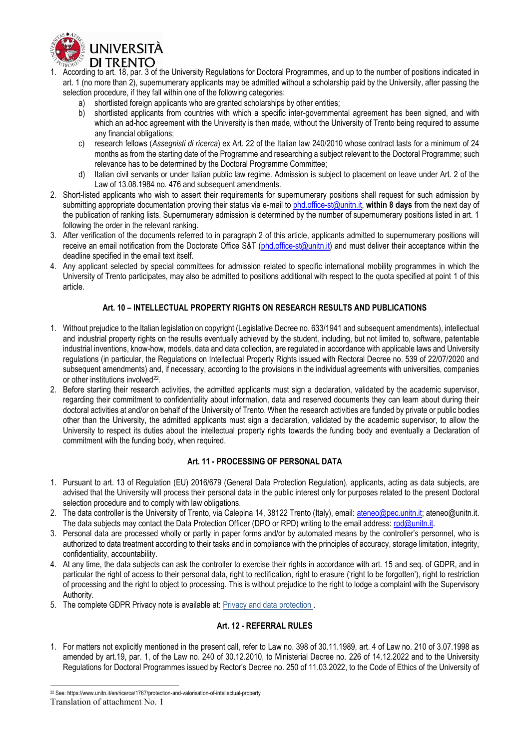1. According to art. 18, par. 3 of the University Regulations for Doctoral Programmes, and up to the number of positions indicated in art. 1 (no more than 2), supernumerary applicants may be admitted without a scholarship paid by the University, after passing the selection procedure, if they fall within one of the following categories:
   a) shortlisted foreign applicants who are granted scholarships by other entities;
   b) shortlisted applicants from countries with which a specific inter-governmental agreement has been signed, and with which an ad-hoc agreement with the University is then made, without the University of Trento being required to assume any financial obligations;
   c) research fellows (*Assegnisti di ricerca*) ex Art. 22 of the Italian law 240/2010 whose contract lasts for a minimum of 24 months as from the starting date of the Programme and researching a subject relevant to the Doctoral Programme; such relevance has to be determined by the Doctoral Programme Committee;
   d) Italian civil servants or under Italian public law regime. Admission is subject to placement on leave under Art. 2 of the Law of 13.08.1984 no. 476 and subsequent amendments.
2. Short-listed applicants who wish to assert their requirements for supernumerary positions shall request for such admission by submitting appropriate documentation proving their status via e-mail to phd.office-st@unitn.it, **within 8 days** from the next day of the publication of ranking lists. Supernumerary admission is determined by the number of supernumerary positions listed in art. 1 following the order in the relevant ranking.
3. After verification of the documents referred to in paragraph 2 of this article, applicants admitted to supernumerary positions will receive an email notification from the Doctorate Office S&T (phd.office-st@unitn.it) and must deliver their acceptance within the deadline specified in the email text itself.
4. Any applicant selected by special committees for admission related to specific international mobility programmes in which the University of Trento participates, may also be admitted to positions additional with respect to the quota specified at point 1 of this article.

## Art. 10 – INTELLECTUAL PROPERTY RIGHTS ON RESEARCH RESULTS AND PUBLICATIONS

1. Without prejudice to the Italian legislation on copyright (Legislative Decree no. 633/1941 and subsequent amendments), intellectual and industrial property rights on the results eventually achieved by the student, including, but not limited to, software, patentable industrial inventions, know-how, models, data and data collection, are regulated in accordance with applicable laws and University regulations (in particular, the Regulations on Intellectual Property Rights issued with Rectoral Decree no. 539 of 22/07/2020 and subsequent amendments) and, if necessary, according to the provisions in the individual agreements with universities, companies or other institutions involved[22].
2. Before starting their research activities, the admitted applicants must sign a declaration, validated by the academic supervisor, regarding their commitment to confidentiality about information, data and reserved documents they can learn about during their doctoral activities at and/or on behalf of the University of Trento. When the research activities are funded by private or public bodies other than the University, the admitted applicants must sign a declaration, validated by the academic supervisor, to allow the University to respect its duties about the intellectual property rights towards the funding body and eventually a Declaration of commitment with the funding body, when required.

## Art. 11 - PROCESSING OF PERSONAL DATA

1. Pursuant to art. 13 of Regulation (EU) 2016/679 (General Data Protection Regulation), applicants, acting as data subjects, are advised that the University will process their personal data in the public interest only for purposes related to the present Doctoral selection procedure and to comply with law obligations.
2. The data controller is the University of Trento, via Calepina 14, 38122 Trento (Italy), email: ateneo@pec.unitn.it; ateneo@unitn.it. The data subjects may contact the Data Protection Officer (DPO or RPD) writing to the email address: rpd@unitn.it.
3. Personal data are processed wholly or partly in paper forms and/or by automated means by the controller's personnel, who is authorized to data treatment according to their tasks and in compliance with the principles of accuracy, storage limitation, integrity, confidentiality, accountability.
4. At any time, the data subjects can ask the controller to exercise their rights in accordance with art. 15 and seq. of GDPR, and in particular the right of access to their personal data, right to rectification, right to erasure ('right to be forgotten'), right to restriction of processing and the right to object to processing. This is without prejudice to the right to lodge a complaint with the Supervisory Authority.
5. The complete GDPR Privacy note is available at: Privacy and data protection .

## Art. 12 - REFERRAL RULES

1. For matters not explicitly mentioned in the present call, refer to Law no. 398 of 30.11.1989, art. 4 of Law no. 210 of 3.07.1998 as amended by art.19, par. 1, of the Law no. 240 of 30.12.2010, to Ministerial Decree no. 226 of 14.12.2022 and to the University Regulations for Doctoral Programmes issued by Rector's Decree no. 250 of 11.03.2022, to the Code of Ethics of the University of

---

[22] See: https://www.unitn.it/en/ricerca/1767/protection-and-valorisation-of-intellectual-property

Translation of attachment No. 1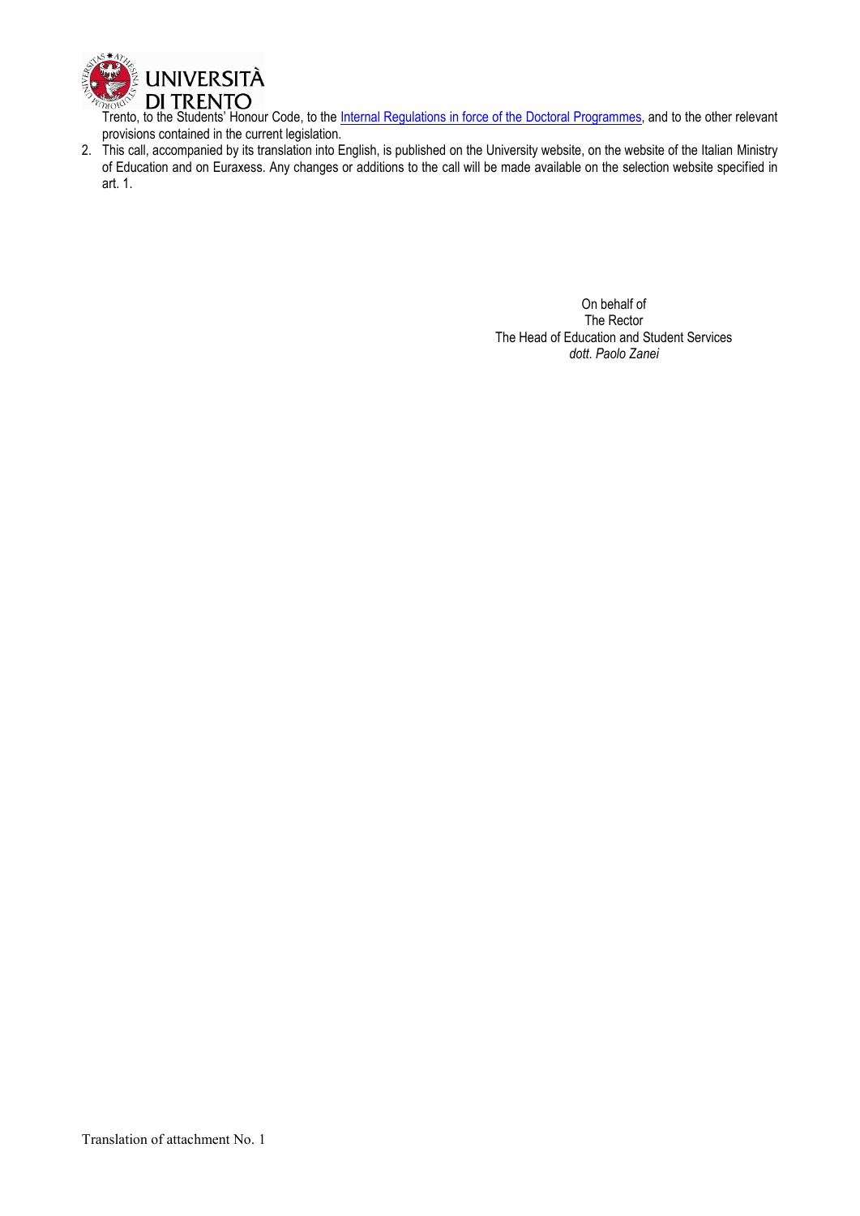Trento, to the Students' Honour Code, to the [Internal Regulations in force of the Doctoral Programmes], and to the other relevant provisions contained in the current legislation.

2. This call, accompanied by its translation into English, is published on the University website, on the website of the Italian Ministry of Education and on Euraxess. Any changes or additions to the call will be made available on the selection website specified in art. 1.

On behalf of  
The Rector  
The Head of Education and Student Services  
*dott. Paolo Zanei*

Translation of attachment No. 1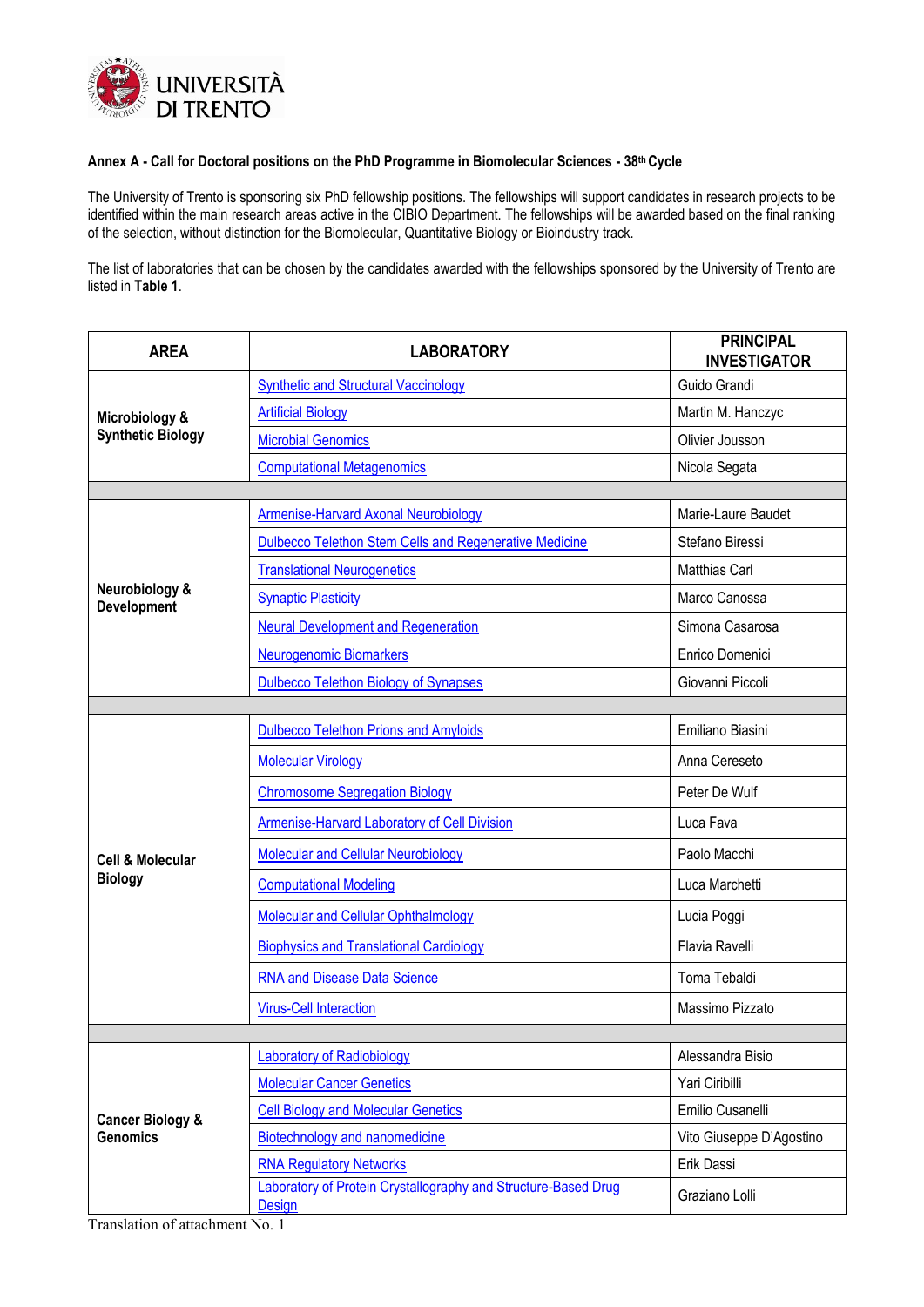**Annex A - Call for Doctoral positions on the PhD Programme in Biomolecular Sciences - 38th Cycle**

The University of Trento is sponsoring six PhD fellowship positions. The fellowships will support candidates in research projects to be identified within the main research areas active in the CIBIO Department. The fellowships will be awarded based on the final ranking of the selection, without distinction for the Biomolecular, Quantitative Biology or Bioindustry track.

The list of laboratories that can be chosen by the candidates awarded with the fellowships sponsored by the University of Trento are listed in **Table 1**.

| AREA | LABORATORY | PRINCIPAL INVESTIGATOR |
|---|---|---|
| **Microbiology & Synthetic Biology** | Synthetic and Structural Vaccinology | Guido Grandi |
| | Artificial Biology | Martin M. Hanczyc |
| | Microbial Genomics | Olivier Jousson |
| | Computational Metagenomics | Nicola Segata |
| | | |
| **Neurobiology & Development** | Armenise-Harvard Axonal Neurobiology | Marie-Laure Baudet |
| | Dulbecco Telethon Stem Cells and Regenerative Medicine | Stefano Biressi |
| | Translational Neurogenetics | Matthias Carl |
| | Synaptic Plasticity | Marco Canossa |
| | Neural Development and Regeneration | Simona Casarosa |
| | Neurogenomic Biomarkers | Enrico Domenici |
| | Dulbecco Telethon Biology of Synapses | Giovanni Piccoli |
| | | |
| **Cell & Molecular Biology** | Dulbecco Telethon Prions and Amyloids | Emiliano Biasini |
| | Molecular Virology | Anna Cereseto |
| | Chromosome Segregation Biology | Peter De Wulf |
| | Armenise-Harvard Laboratory of Cell Division | Luca Fava |
| | Molecular and Cellular Neurobiology | Paolo Macchi |
| | Computational Modeling | Luca Marchetti |
| | Molecular and Cellular Ophthalmology | Lucia Poggi |
| | Biophysics and Translational Cardiology | Flavia Ravelli |
| | RNA and Disease Data Science | Toma Tebaldi |
| | Virus-Cell Interaction | Massimo Pizzato |
| | | |
| **Cancer Biology & Genomics** | Laboratory of Radiobiology | Alessandra Bisio |
| | Molecular Cancer Genetics | Yari Ciribilli |
| | Cell Biology and Molecular Genetics | Emilio Cusanelli |
| | Biotechnology and nanomedicine | Vito Giuseppe D'Agostino |
| | RNA Regulatory Networks | Erik Dassi |
| | Laboratory of Protein Crystallography and Structure-Based Drug Design | Graziano Lolli |

Translation of attachment No. 1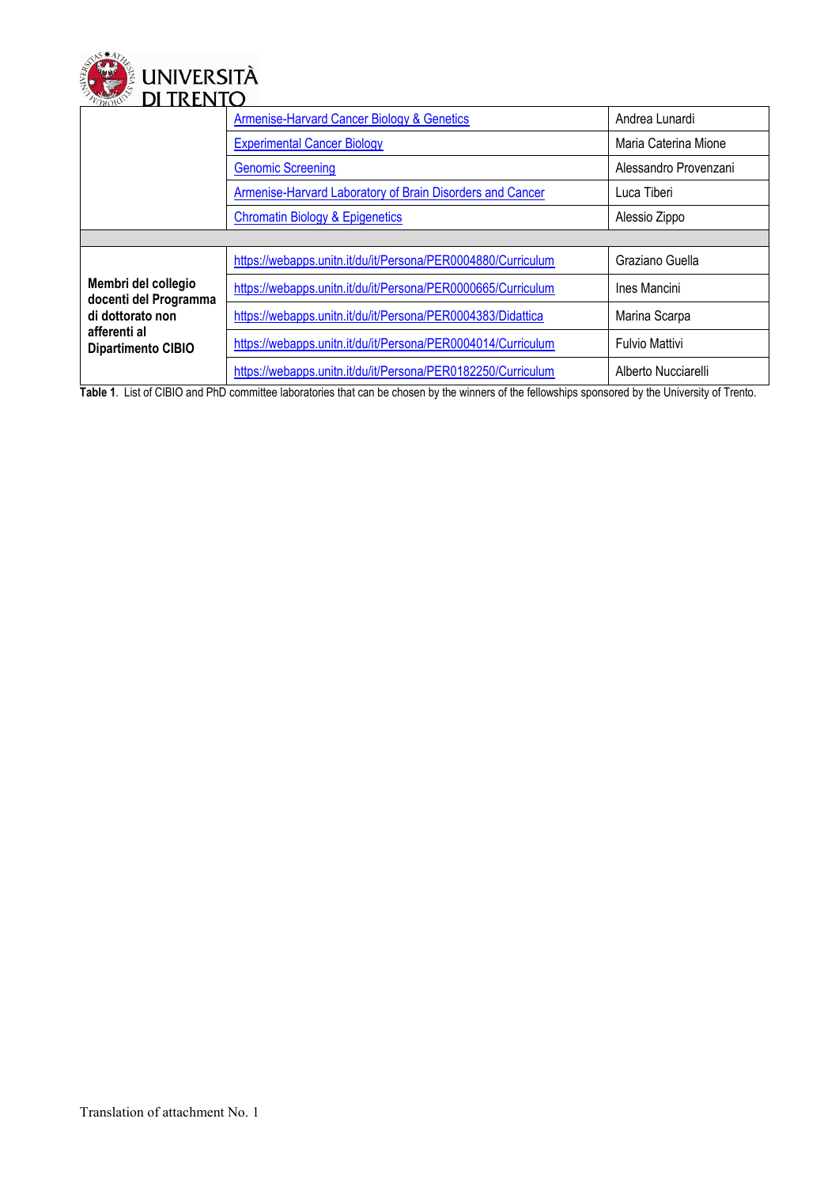| | | |
|---|---|---|
| | Armenise-Harvard Cancer Biology & Genetics | Andrea Lunardi |
| | Experimental Cancer Biology | Maria Caterina Mione |
| | Genomic Screening | Alessandro Provenzani |
| | Armenise-Harvard Laboratory of Brain Disorders and Cancer | Luca Tiberi |
| | Chromatin Biology & Epigenetics | Alessio Zippo |
| | | |
| **Membri del collegio docenti del Programma di dottorato non afferenti al Dipartimento CIBIO** | https://webapps.unitn.it/du/it/Persona/PER0004880/Curriculum | Graziano Guella |
| | https://webapps.unitn.it/du/it/Persona/PER0000665/Curriculum | Ines Mancini |
| | https://webapps.unitn.it/du/it/Persona/PER0004383/Didattica | Marina Scarpa |
| | https://webapps.unitn.it/du/it/Persona/PER0004014/Curriculum | Fulvio Mattivi |
| | https://webapps.unitn.it/du/it/Persona/PER0182250/Curriculum | Alberto Nucciarelli |

**Table 1**. List of CIBIO and PhD committee laboratories that can be chosen by the winners of the fellowships sponsored by the University of Trento.

Translation of attachment No. 1